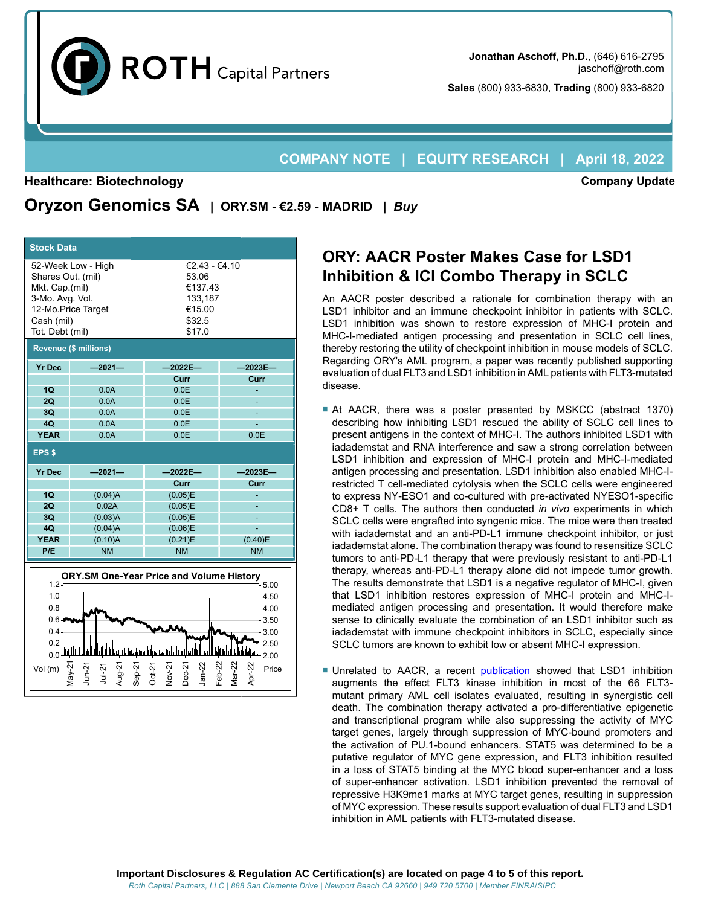Jonathan Aschoff, Ph.D., (646) 616-2795
jaschoff@roth.com

**Sales** (800) 933-6830, **Trading** (800) 933-6820

**COMPANY NOTE | EQUITY RESEARCH | April 18, 2022**

**Healthcare: Biotechnology** **Company Update**

# Oryzon Genomics SA | ORY.SM - €2.59 - MADRID | *Buy*

| Stock Data | |
|---|---|
| 52-Week Low - High | €2.43 - €4.10 |
| Shares Out. (mil) | 53.06 |
| Mkt. Cap.(mil) | €137.43 |
| 3-Mo. Avg. Vol. | 133,187 |
| 12-Mo.Price Target | €15.00 |
| Cash (mil) | $32.5 |
| Tot. Debt (mil) | $17.0 |

**Revenue ($ millions)**

| Yr Dec | —2021— | —2022E— | —2023E— |
|---|---|---|---|
| | | Curr | Curr |
| 1Q | 0.0A | 0.0E | - |
| 2Q | 0.0A | 0.0E | - |
| 3Q | 0.0A | 0.0E | - |
| 4Q | 0.0A | 0.0E | - |
| YEAR | 0.0A | 0.0E | 0.0E |

**EPS $**

| Yr Dec | —2021— | —2022E— | —2023E— |
|---|---|---|---|
| | | Curr | Curr |
| 1Q | (0.04)A | (0.05)E | - |
| 2Q | 0.02A | (0.05)E | - |
| 3Q | (0.03)A | (0.05)E | - |
| 4Q | (0.04)A | (0.06)E | - |
| YEAR | (0.10)A | (0.21)E | (0.40)E |
| P/E | NM | NM | NM |

**ORY.SM One-Year Price and Volume History**

## ORY: AACR Poster Makes Case for LSD1 Inhibition & ICI Combo Therapy in SCLC

An AACR poster described a rationale for combination therapy with an LSD1 inhibitor and an immune checkpoint inhibitor in patients with SCLC. LSD1 inhibition was shown to restore expression of MHC-I protein and MHC-I-mediated antigen processing and presentation in SCLC cell lines, thereby restoring the utility of checkpoint inhibition in mouse models of SCLC. Regarding ORY's AML program, a paper was recently published supporting evaluation of dual FLT3 and LSD1 inhibition in AML patients with FLT3-mutated disease.

- At AACR, there was a poster presented by MSKCC (abstract 1370) describing how inhibiting LSD1 rescued the ability of SCLC cell lines to present antigens in the context of MHC-I. The authors inhibited LSD1 with iadademstat and RNA interference and saw a strong correlation between LSD1 inhibition and expression of MHC-I protein and MHC-I-mediated antigen processing and presentation. LSD1 inhibition also enabled MHC-I-restricted T cell-mediated cytolysis when the SCLC cells were engineered to express NY-ESO1 and co-cultured with pre-activated NYESO1-specific CD8+ T cells. The authors then conducted *in vivo* experiments in which SCLC cells were engrafted into syngenic mice. The mice were then treated with iadademstat and an anti-PD-L1 immune checkpoint inhibitor, or just iadademstat alone. The combination therapy was found to resensitize SCLC tumors to anti-PD-L1 therapy that were previously resistant to anti-PD-L1 therapy, whereas anti-PD-L1 therapy alone did not impede tumor growth. The results demonstrate that LSD1 is a negative regulator of MHC-I, given that LSD1 inhibition restores expression of MHC-I protein and MHC-I-mediated antigen processing and presentation. It would therefore make sense to clinically evaluate the combination of an LSD1 inhibitor such as iadademstat with immune checkpoint inhibitors in SCLC, especially since SCLC tumors are known to exhibit low or absent MHC-I expression.

- Unrelated to AACR, a recent publication showed that LSD1 inhibition augments the effect FLT3 kinase inhibition in most of the 66 FLT3-mutant primary AML cell isolates evaluated, resulting in synergistic cell death. The combination therapy activated a pro-differentiative epigenetic and transcriptional program while also suppressing the activity of MYC target genes, largely through suppression of MYC-bound promoters and the activation of PU.1-bound enhancers. STAT5 was determined to be a putative regulator of MYC gene expression, and FLT3 inhibition resulted in a loss of STAT5 binding at the MYC blood super-enhancer and a loss of super-enhancer activation. LSD1 inhibition prevented the removal of repressive H3K9me1 marks at MYC target genes, resulting in suppression of MYC expression. These results support evaluation of dual FLT3 and LSD1 inhibition in AML patients with FLT3-mutated disease.

**Important Disclosures & Regulation AC Certification(s) are located on page 4 to 5 of this report.**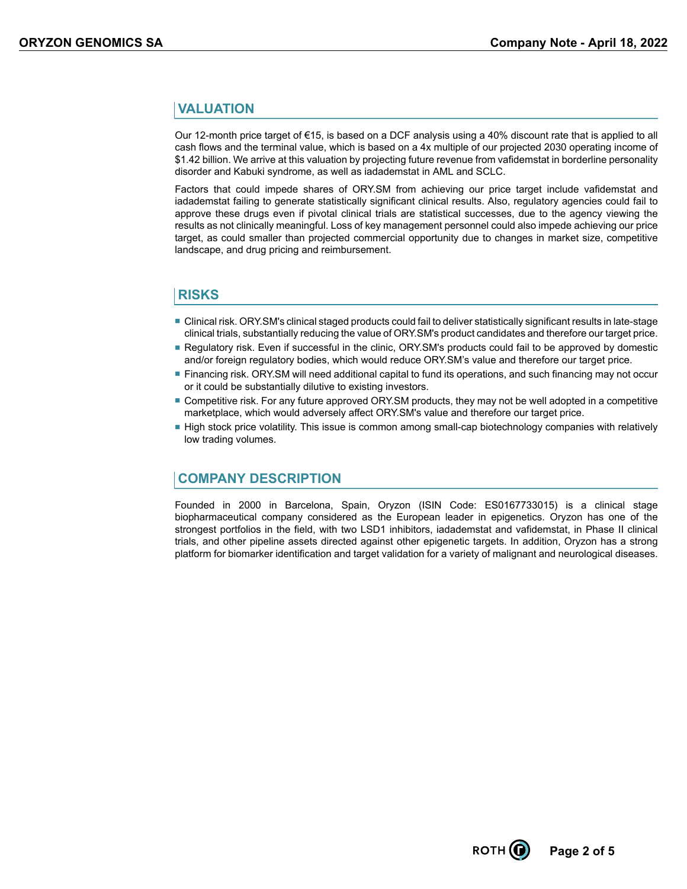## VALUATION

Our 12-month price target of €15, is based on a DCF analysis using a 40% discount rate that is applied to all cash flows and the terminal value, which is based on a 4x multiple of our projected 2030 operating income of $1.42 billion. We arrive at this valuation by projecting future revenue from vafidemstat in borderline personality disorder and Kabuki syndrome, as well as iadademstat in AML and SCLC.

Factors that could impede shares of ORY.SM from achieving our price target include vafidemstat and iadademstat failing to generate statistically significant clinical results. Also, regulatory agencies could fail to approve these drugs even if pivotal clinical trials are statistical successes, due to the agency viewing the results as not clinically meaningful. Loss of key management personnel could also impede achieving our price target, as could smaller than projected commercial opportunity due to changes in market size, competitive landscape, and drug pricing and reimbursement.

## RISKS

- Clinical risk. ORY.SM's clinical staged products could fail to deliver statistically significant results in late-stage clinical trials, substantially reducing the value of ORY.SM's product candidates and therefore our target price.
- Regulatory risk. Even if successful in the clinic, ORY.SM's products could fail to be approved by domestic and/or foreign regulatory bodies, which would reduce ORY.SM's value and therefore our target price.
- Financing risk. ORY.SM will need additional capital to fund its operations, and such financing may not occur or it could be substantially dilutive to existing investors.
- Competitive risk. For any future approved ORY.SM products, they may not be well adopted in a competitive marketplace, which would adversely affect ORY.SM's value and therefore our target price.
- High stock price volatility. This issue is common among small-cap biotechnology companies with relatively low trading volumes.

## COMPANY DESCRIPTION

Founded in 2000 in Barcelona, Spain, Oryzon (ISIN Code: ES0167733015) is a clinical stage biopharmaceutical company considered as the European leader in epigenetics. Oryzon has one of the strongest portfolios in the field, with two LSD1 inhibitors, iadademstat and vafidemstat, in Phase II clinical trials, and other pipeline assets directed against other epigenetic targets. In addition, Oryzon has a strong platform for biomarker identification and target validation for a variety of malignant and neurological diseases.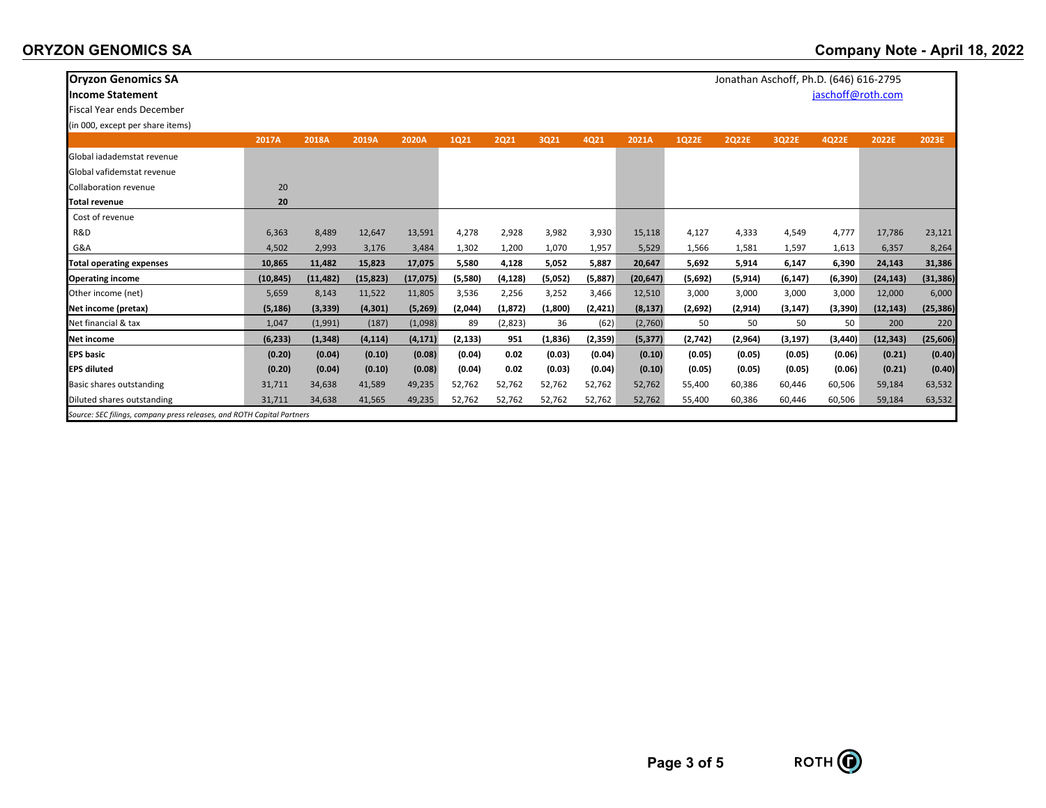**Oryzon Genomics SA**
**Income Statement**
Fiscal Year ends December
(in 000, except per share items)

Jonathan Aschoff, Ph.D. (646) 616-2795
jaschoff@roth.com

| | 2017A | 2018A | 2019A | 2020A | 1Q21 | 2Q21 | 3Q21 | 4Q21 | 2021A | 1Q22E | 2Q22E | 3Q22E | 4Q22E | 2022E | 2023E |
|---|---|---|---|---|---|---|---|---|---|---|---|---|---|---|---|
| Global iadademstat revenue | | | | | | | | | | | | | | | |
| Global vafidemstat revenue | | | | | | | | | | | | | | | |
| Collaboration revenue | 20 | | | | | | | | | | | | | | |
| **Total revenue** | **20** | | | | | | | | | | | | | | |
| Cost of revenue | | | | | | | | | | | | | | | |
| R&D | 6,363 | 8,489 | 12,647 | 13,591 | 4,278 | 2,928 | 3,982 | 3,930 | 15,118 | 4,127 | 4,333 | 4,549 | 4,777 | 17,786 | 23,121 |
| G&A | 4,502 | 2,993 | 3,176 | 3,484 | 1,302 | 1,200 | 1,070 | 1,957 | 5,529 | 1,566 | 1,581 | 1,597 | 1,613 | 6,357 | 8,264 |
| **Total operating expenses** | **10,865** | **11,482** | **15,823** | **17,075** | **5,580** | **4,128** | **5,052** | **5,887** | **20,647** | **5,692** | **5,914** | **6,147** | **6,390** | **24,143** | **31,386** |
| **Operating income** | **(10,845)** | **(11,482)** | **(15,823)** | **(17,075)** | **(5,580)** | **(4,128)** | **(5,052)** | **(5,887)** | **(20,647)** | **(5,692)** | **(5,914)** | **(6,147)** | **(6,390)** | **(24,143)** | **(31,386)** |
| Other income (net) | 5,659 | 8,143 | 11,522 | 11,805 | 3,536 | 2,256 | 3,252 | 3,466 | 12,510 | 3,000 | 3,000 | 3,000 | 3,000 | 12,000 | 6,000 |
| **Net income (pretax)** | **(5,186)** | **(3,339)** | **(4,301)** | **(5,269)** | **(2,044)** | **(1,872)** | **(1,800)** | **(2,421)** | **(8,137)** | **(2,692)** | **(2,914)** | **(3,147)** | **(3,390)** | **(12,143)** | **(25,386)** |
| Net financial & tax | 1,047 | (1,991) | (187) | (1,098) | 89 | (2,823) | 36 | (62) | (2,760) | 50 | 50 | 50 | 50 | 200 | 220 |
| **Net income** | **(6,233)** | **(1,348)** | **(4,114)** | **(4,171)** | **(2,133)** | **951** | **(1,836)** | **(2,359)** | **(5,377)** | **(2,742)** | **(2,964)** | **(3,197)** | **(3,440)** | **(12,343)** | **(25,606)** |
| **EPS basic** | **(0.20)** | **(0.04)** | **(0.10)** | **(0.08)** | **(0.04)** | **0.02** | **(0.03)** | **(0.04)** | **(0.10)** | **(0.05)** | **(0.05)** | **(0.05)** | **(0.06)** | **(0.21)** | **(0.40)** |
| **EPS diluted** | **(0.20)** | **(0.04)** | **(0.10)** | **(0.08)** | **(0.04)** | **0.02** | **(0.03)** | **(0.04)** | **(0.10)** | **(0.05)** | **(0.05)** | **(0.05)** | **(0.06)** | **(0.21)** | **(0.40)** |
| Basic shares outstanding | 31,711 | 34,638 | 41,589 | 49,235 | 52,762 | 52,762 | 52,762 | 52,762 | 52,762 | 55,400 | 60,386 | 60,446 | 60,506 | 59,184 | 63,532 |
| Diluted shares outstanding | 31,711 | 34,638 | 41,565 | 49,235 | 52,762 | 52,762 | 52,762 | 52,762 | 52,762 | 55,400 | 60,386 | 60,446 | 60,506 | 59,184 | 63,532 |

*Source: SEC filings, company press releases, and ROTH Capital Partners*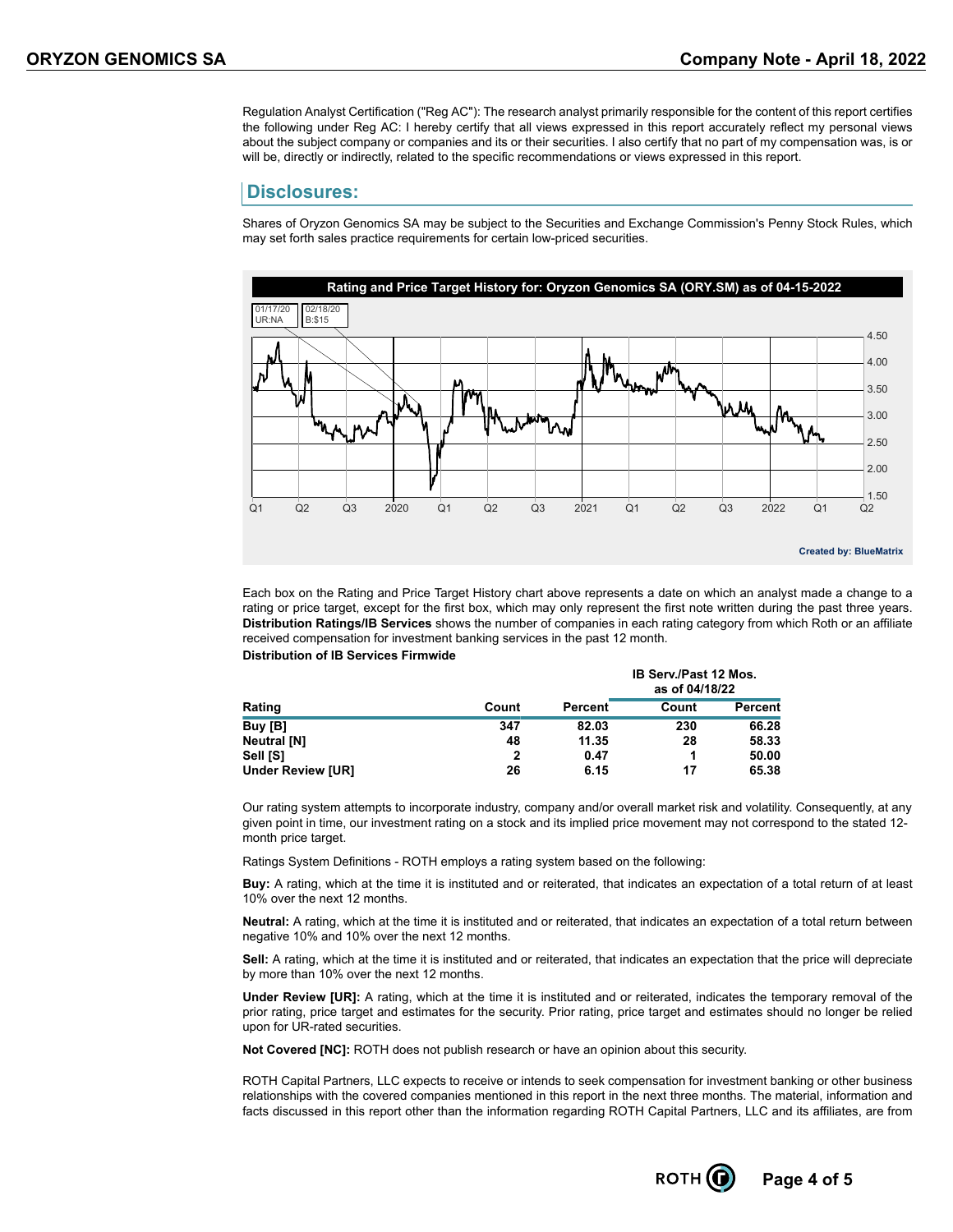Regulation Analyst Certification ("Reg AC"): The research analyst primarily responsible for the content of this report certifies the following under Reg AC: I hereby certify that all views expressed in this report accurately reflect my personal views about the subject company or companies and its or their securities. I also certify that no part of my compensation was, is or will be, directly or indirectly, related to the specific recommendations or views expressed in this report.

## Disclosures:

Shares of Oryzon Genomics SA may be subject to the Securities and Exchange Commission's Penny Stock Rules, which may set forth sales practice requirements for certain low-priced securities.

Rating and Price Target History for: Oryzon Genomics SA (ORY.SM) as of 04-15-2022

01/17/20 UR:NA | 02/18/20 B:$15

Created by: BlueMatrix

Each box on the Rating and Price Target History chart above represents a date on which an analyst made a change to a rating or price target, except for the first box, which may only represent the first note written during the past three years. **Distribution Ratings/IB Services** shows the number of companies in each rating category from which Roth or an affiliate received compensation for investment banking services in the past 12 month.

**Distribution of IB Services Firmwide**

| | | | IB Serv./Past 12 Mos. as of 04/18/22 | |
|---|---|---|---|---|
| **Rating** | **Count** | **Percent** | **Count** | **Percent** |
| **Buy [B]** | **347** | **82.03** | **230** | **66.28** |
| **Neutral [N]** | **48** | **11.35** | **28** | **58.33** |
| **Sell [S]** | **2** | **0.47** | **1** | **50.00** |
| **Under Review [UR]** | **26** | **6.15** | **17** | **65.38** |

Our rating system attempts to incorporate industry, company and/or overall market risk and volatility. Consequently, at any given point in time, our investment rating on a stock and its implied price movement may not correspond to the stated 12-month price target.

Ratings System Definitions - ROTH employs a rating system based on the following:

**Buy:** A rating, which at the time it is instituted and or reiterated, that indicates an expectation of a total return of at least 10% over the next 12 months.

**Neutral:** A rating, which at the time it is instituted and or reiterated, that indicates an expectation of a total return between negative 10% and 10% over the next 12 months.

**Sell:** A rating, which at the time it is instituted and or reiterated, that indicates an expectation that the price will depreciate by more than 10% over the next 12 months.

**Under Review [UR]:** A rating, which at the time it is instituted and or reiterated, indicates the temporary removal of the prior rating, price target and estimates for the security. Prior rating, price target and estimates should no longer be relied upon for UR-rated securities.

**Not Covered [NC]:** ROTH does not publish research or have an opinion about this security.

ROTH Capital Partners, LLC expects to receive or intends to seek compensation for investment banking or other business relationships with the covered companies mentioned in this report in the next three months. The material, information and facts discussed in this report other than the information regarding ROTH Capital Partners, LLC and its affiliates, are from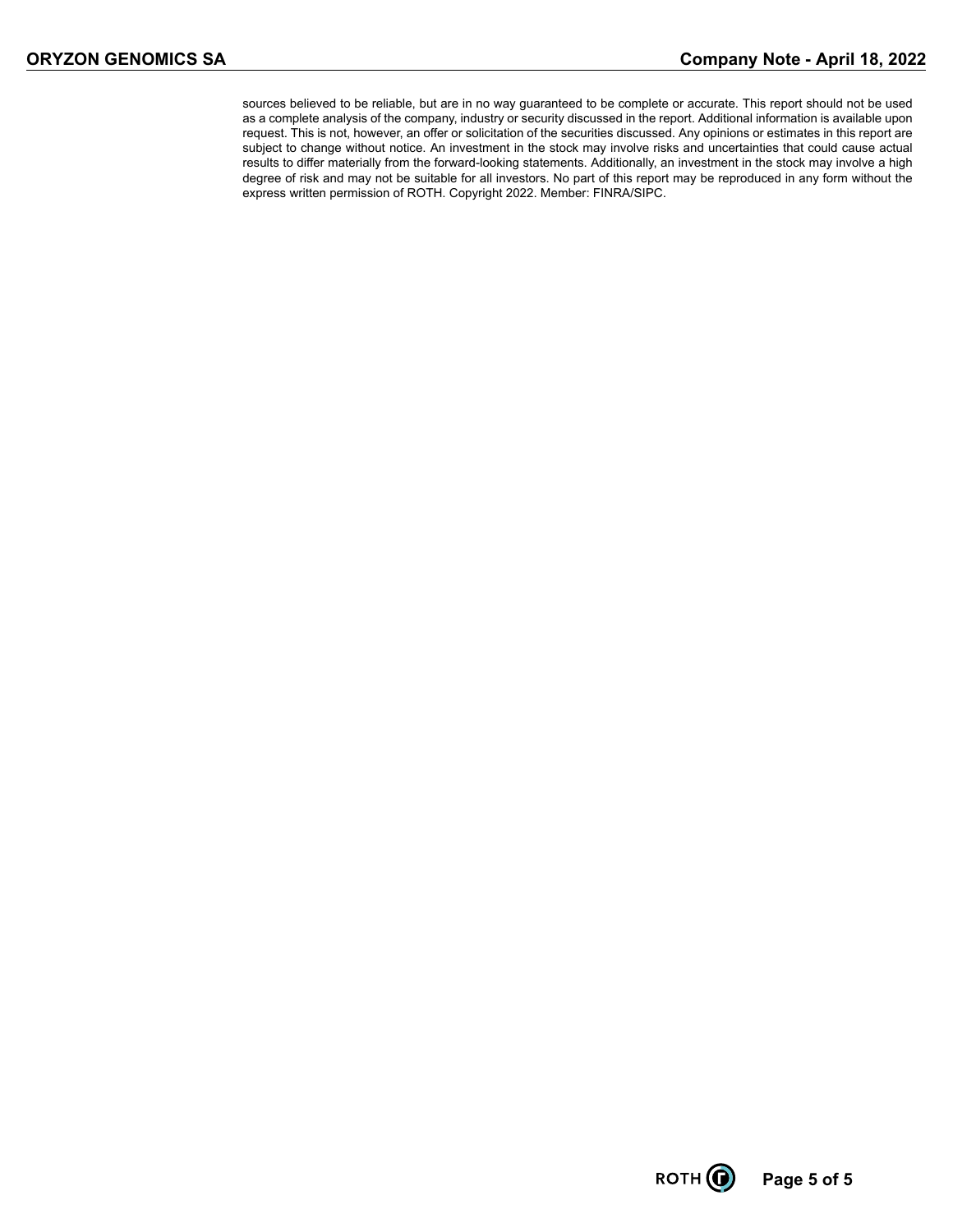sources believed to be reliable, but are in no way guaranteed to be complete or accurate. This report should not be used as a complete analysis of the company, industry or security discussed in the report. Additional information is available upon request. This is not, however, an offer or solicitation of the securities discussed. Any opinions or estimates in this report are subject to change without notice. An investment in the stock may involve risks and uncertainties that could cause actual results to differ materially from the forward-looking statements. Additionally, an investment in the stock may involve a high degree of risk and may not be suitable for all investors. No part of this report may be reproduced in any form without the express written permission of ROTH. Copyright 2022. Member: FINRA/SIPC.